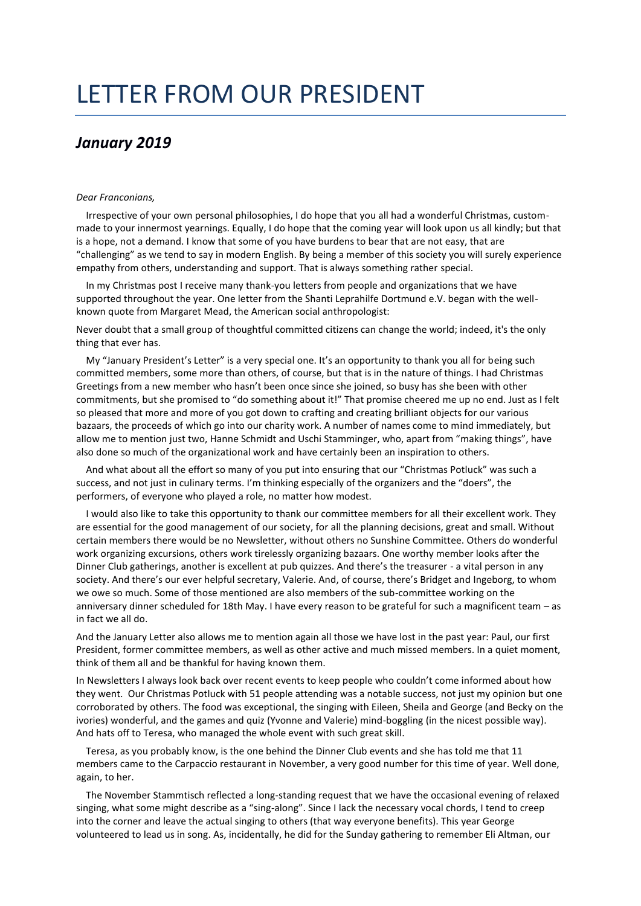# LETTER FROM OUR PRESIDENT

## *January 2019*

*Dear Franconians,*

Irrespective of your own personal philosophies, I do hope that you all had a wonderful Christmas, custom-made to your innermost yearnings. Equally, I do hope that the coming year will look upon us all kindly; but that is a hope, not a demand. I know that some of you have burdens to bear that are not easy, that are "challenging" as we tend to say in modern English. By being a member of this society you will surely experience empathy from others, understanding and support. That is always something rather special.

In my Christmas post I receive many thank-you letters from people and organizations that we have supported throughout the year. One letter from the Shanti Leprahilfe Dortmund e.V. began with the well-known quote from Margaret Mead, the American social anthropologist:

Never doubt that a small group of thoughtful committed citizens can change the world; indeed, it's the only thing that ever has.

My "January President's Letter" is a very special one. It's an opportunity to thank you all for being such committed members, some more than others, of course, but that is in the nature of things. I had Christmas Greetings from a new member who hasn't been once since she joined, so busy has she been with other commitments, but she promised to "do something about it!" That promise cheered me up no end. Just as I felt so pleased that more and more of you got down to crafting and creating brilliant objects for our various bazaars, the proceeds of which go into our charity work. A number of names come to mind immediately, but allow me to mention just two, Hanne Schmidt and Uschi Stamminger, who, apart from "making things", have also done so much of the organizational work and have certainly been an inspiration to others.

And what about all the effort so many of you put into ensuring that our "Christmas Potluck" was such a success, and not just in culinary terms. I'm thinking especially of the organizers and the "doers", the performers, of everyone who played a role, no matter how modest.

I would also like to take this opportunity to thank our committee members for all their excellent work. They are essential for the good management of our society, for all the planning decisions, great and small. Without certain members there would be no Newsletter, without others no Sunshine Committee. Others do wonderful work organizing excursions, others work tirelessly organizing bazaars. One worthy member looks after the Dinner Club gatherings, another is excellent at pub quizzes. And there's the treasurer - a vital person in any society. And there's our ever helpful secretary, Valerie. And, of course, there's Bridget and Ingeborg, to whom we owe so much. Some of those mentioned are also members of the sub-committee working on the anniversary dinner scheduled for 18th May. I have every reason to be grateful for such a magnificent team – as in fact we all do.

And the January Letter also allows me to mention again all those we have lost in the past year: Paul, our first President, former committee members, as well as other active and much missed members. In a quiet moment, think of them all and be thankful for having known them.

In Newsletters I always look back over recent events to keep people who couldn't come informed about how they went. Our Christmas Potluck with 51 people attending was a notable success, not just my opinion but one corroborated by others. The food was exceptional, the singing with Eileen, Sheila and George (and Becky on the ivories) wonderful, and the games and quiz (Yvonne and Valerie) mind-boggling (in the nicest possible way). And hats off to Teresa, who managed the whole event with such great skill.

Teresa, as you probably know, is the one behind the Dinner Club events and she has told me that 11 members came to the Carpaccio restaurant in November, a very good number for this time of year. Well done, again, to her.

The November Stammtisch reflected a long-standing request that we have the occasional evening of relaxed singing, what some might describe as a "sing-along". Since I lack the necessary vocal chords, I tend to creep into the corner and leave the actual singing to others (that way everyone benefits). This year George volunteered to lead us in song. As, incidentally, he did for the Sunday gathering to remember Eli Altman, our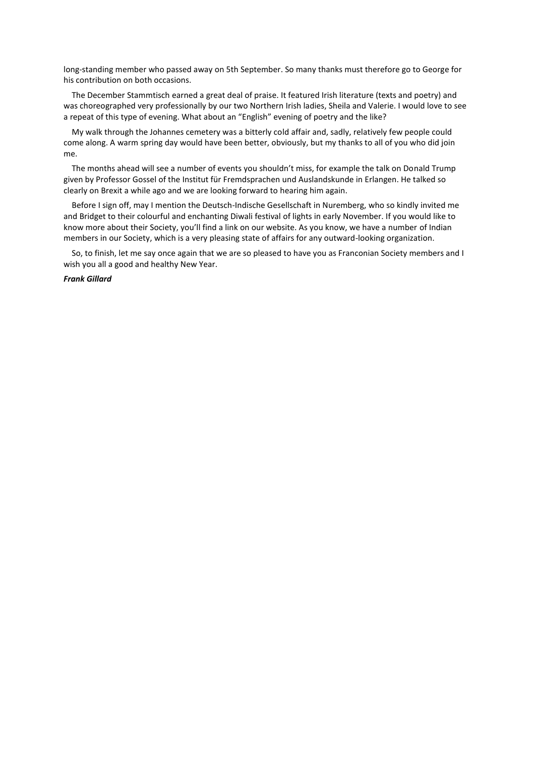long-standing member who passed away on 5th September. So many thanks must therefore go to George for his contribution on both occasions.

The December Stammtisch earned a great deal of praise. It featured Irish literature (texts and poetry) and was choreographed very professionally by our two Northern Irish ladies, Sheila and Valerie. I would love to see a repeat of this type of evening. What about an "English" evening of poetry and the like?

My walk through the Johannes cemetery was a bitterly cold affair and, sadly, relatively few people could come along. A warm spring day would have been better, obviously, but my thanks to all of you who did join me.

The months ahead will see a number of events you shouldn't miss, for example the talk on Donald Trump given by Professor Gossel of the Institut für Fremdsprachen und Auslandskunde in Erlangen. He talked so clearly on Brexit a while ago and we are looking forward to hearing him again.

Before I sign off, may I mention the Deutsch-Indische Gesellschaft in Nuremberg, who so kindly invited me and Bridget to their colourful and enchanting Diwali festival of lights in early November. If you would like to know more about their Society, you'll find a link on our website. As you know, we have a number of Indian members in our Society, which is a very pleasing state of affairs for any outward-looking organization.

So, to finish, let me say once again that we are so pleased to have you as Franconian Society members and I wish you all a good and healthy New Year.

***Frank Gillard***